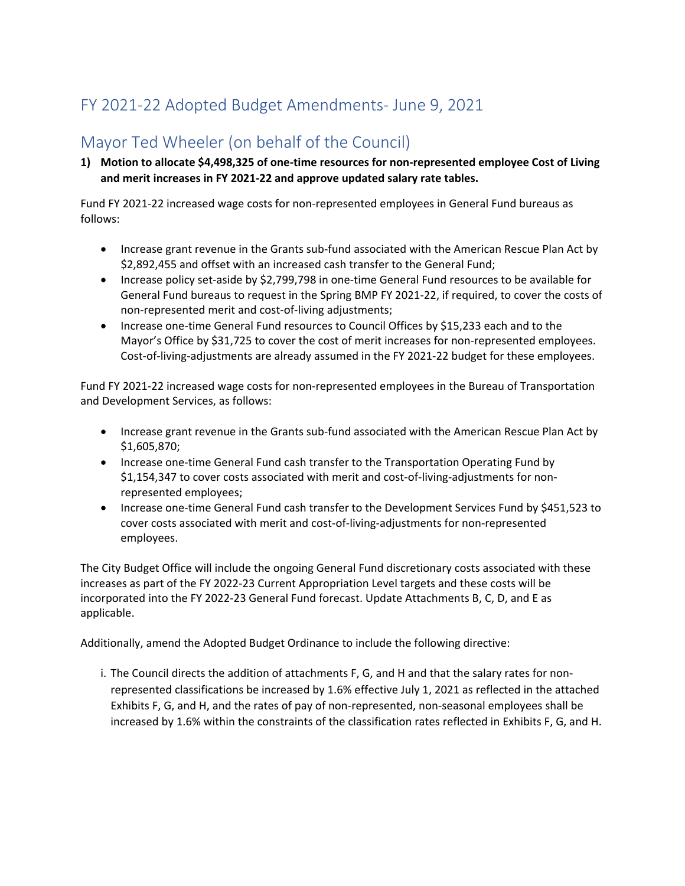# FY 2021-22 Adopted Budget Amendments- June 9, 2021

## Mayor Ted Wheeler (on behalf of the Council)

1) **Motion to allocate $4,498,325 of one-time resources for non-represented employee Cost of Living and merit increases in FY 2021-22 and approve updated salary rate tables.**

Fund FY 2021-22 increased wage costs for non-represented employees in General Fund bureaus as follows:

- Increase grant revenue in the Grants sub-fund associated with the American Rescue Plan Act by $2,892,455 and offset with an increased cash transfer to the General Fund;
- Increase policy set-aside by $2,799,798 in one-time General Fund resources to be available for General Fund bureaus to request in the Spring BMP FY 2021-22, if required, to cover the costs of non-represented merit and cost-of-living adjustments;
- Increase one-time General Fund resources to Council Offices by $15,233 each and to the Mayor's Office by $31,725 to cover the cost of merit increases for non-represented employees. Cost-of-living-adjustments are already assumed in the FY 2021-22 budget for these employees.

Fund FY 2021-22 increased wage costs for non-represented employees in the Bureau of Transportation and Development Services, as follows:

- Increase grant revenue in the Grants sub-fund associated with the American Rescue Plan Act by $1,605,870;
- Increase one-time General Fund cash transfer to the Transportation Operating Fund by $1,154,347 to cover costs associated with merit and cost-of-living-adjustments for non-represented employees;
- Increase one-time General Fund cash transfer to the Development Services Fund by $451,523 to cover costs associated with merit and cost-of-living-adjustments for non-represented employees.

The City Budget Office will include the ongoing General Fund discretionary costs associated with these increases as part of the FY 2022-23 Current Appropriation Level targets and these costs will be incorporated into the FY 2022-23 General Fund forecast. Update Attachments B, C, D, and E as applicable.

Additionally, amend the Adopted Budget Ordinance to include the following directive:

i. The Council directs the addition of attachments F, G, and H and that the salary rates for non-represented classifications be increased by 1.6% effective July 1, 2021 as reflected in the attached Exhibits F, G, and H, and the rates of pay of non-represented, non-seasonal employees shall be increased by 1.6% within the constraints of the classification rates reflected in Exhibits F, G, and H.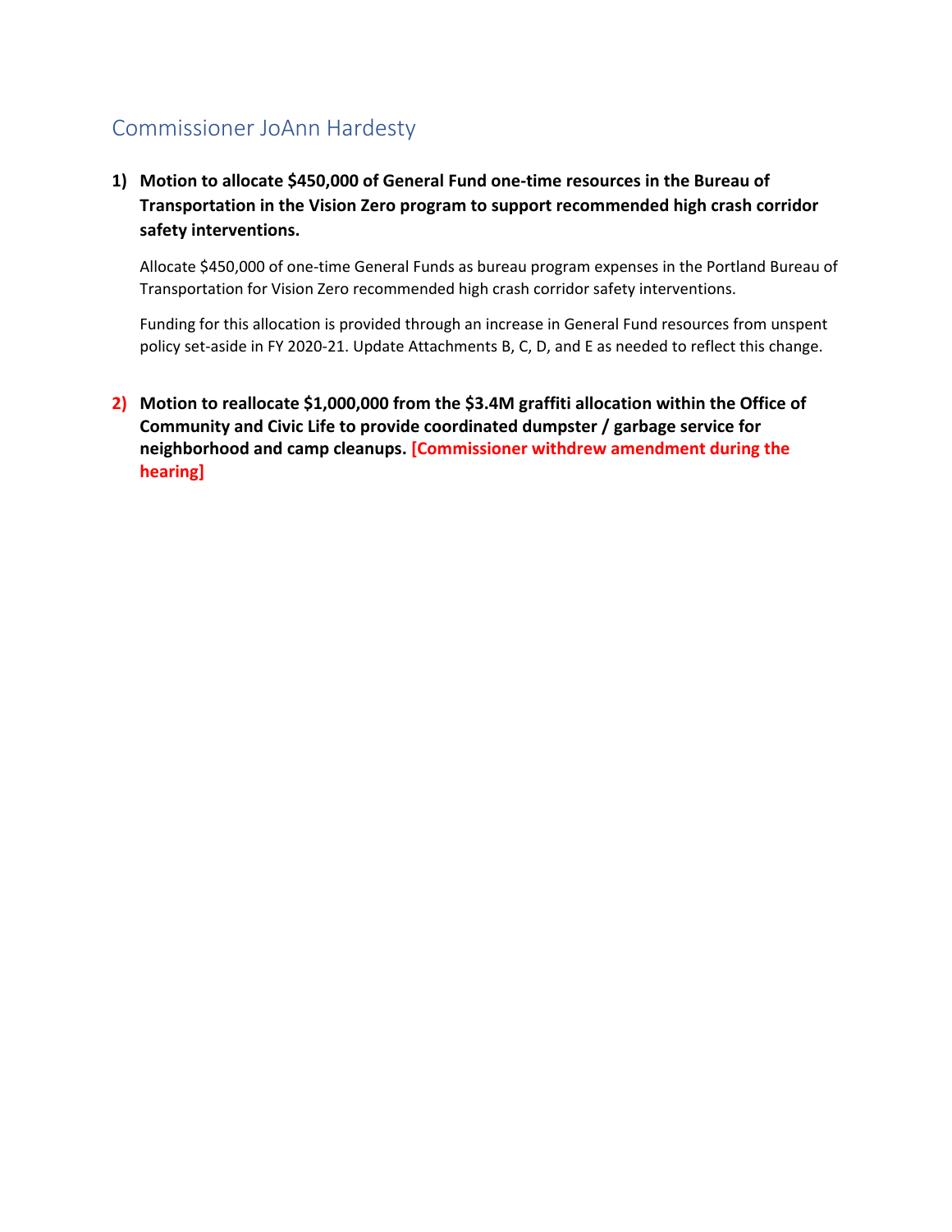## Commissioner JoAnn Hardesty

1) **Motion to allocate $450,000 of General Fund one-time resources in the Bureau of Transportation in the Vision Zero program to support recommended high crash corridor safety interventions.**

   Allocate $450,000 of one-time General Funds as bureau program expenses in the Portland Bureau of Transportation for Vision Zero recommended high crash corridor safety interventions.

   Funding for this allocation is provided through an increase in General Fund resources from unspent policy set-aside in FY 2020-21. Update Attachments B, C, D, and E as needed to reflect this change.

2) **Motion to reallocate $1,000,000 from the $3.4M graffiti allocation within the Office of Community and Civic Life to provide coordinated dumpster / garbage service for neighborhood and camp cleanups. [Commissioner withdrew amendment during the hearing]**